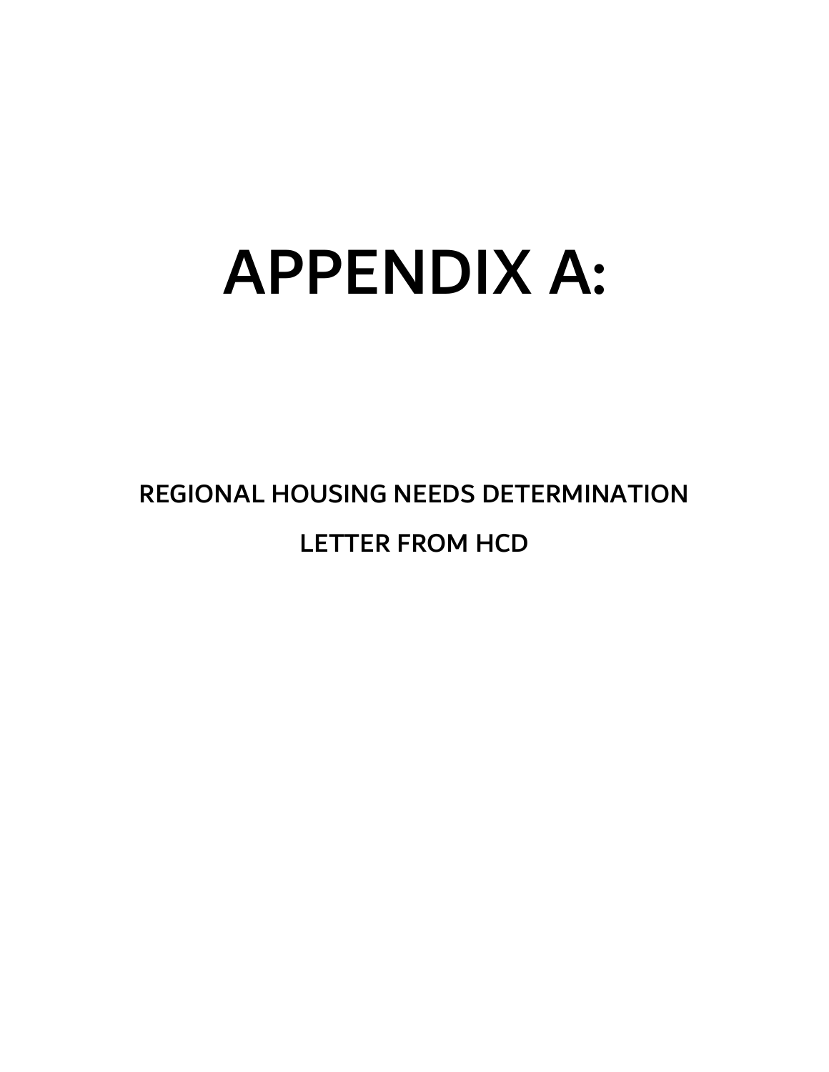# APPENDIX A:

## REGIONAL HOUSING NEEDS DETERMINATION

## LETTER FROM HCD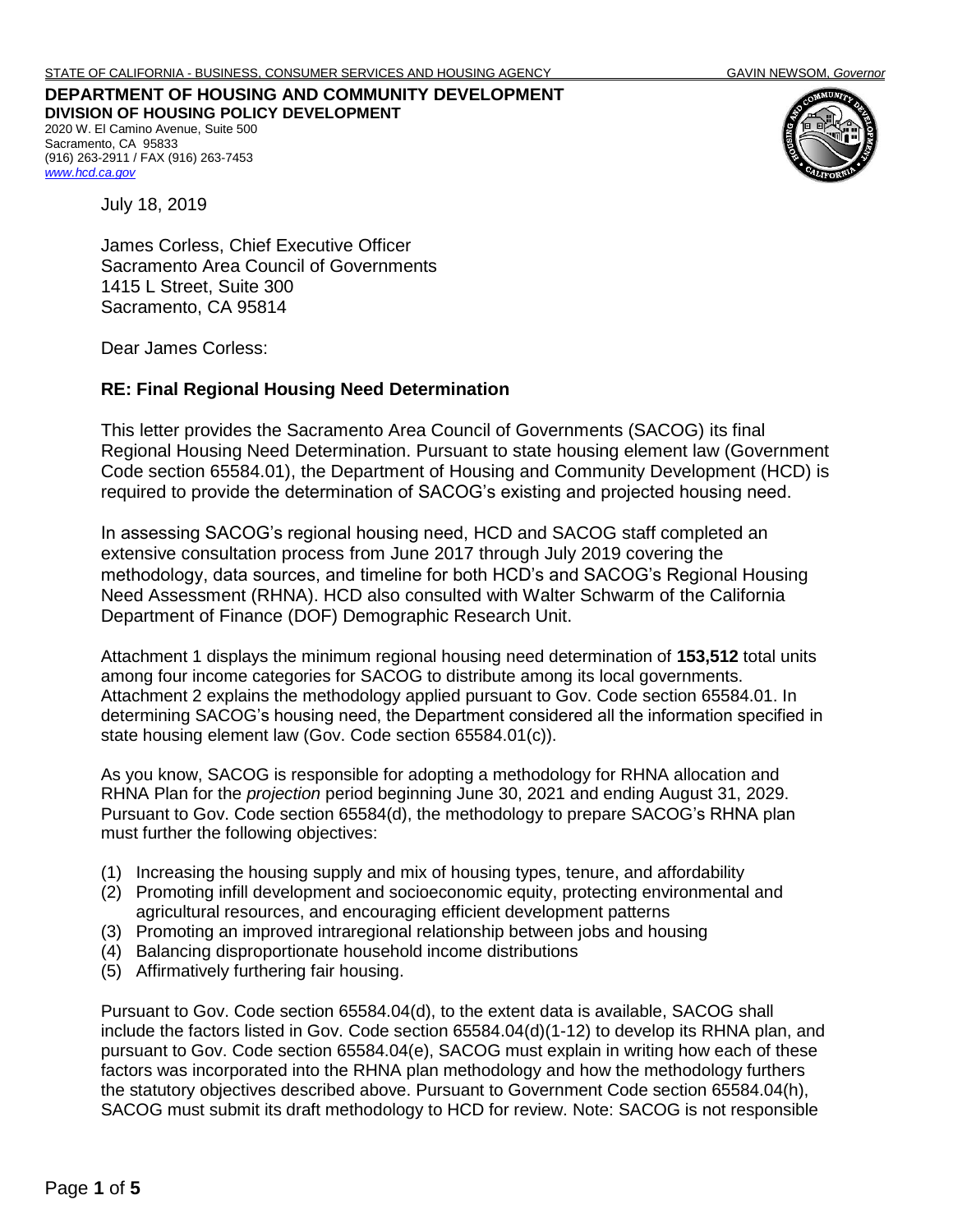STATE OF CALIFORNIA - BUSINESS, CONSUMER SERVICES AND HOUSING AGENCY GAVIN NEWSOM, *Governor*

**DEPARTMENT OF HOUSING AND COMMUNITY DEVELOPMENT**
**DIVISION OF HOUSING POLICY DEVELOPMENT**
2020 W. El Camino Avenue, Suite 500
Sacramento, CA 95833
(916) 263-2911 / FAX (916) 263-7453
*www.hcd.ca.gov*

July 18, 2019

James Corless, Chief Executive Officer
Sacramento Area Council of Governments
1415 L Street, Suite 300
Sacramento, CA 95814

Dear James Corless:

**RE: Final Regional Housing Need Determination**

This letter provides the Sacramento Area Council of Governments (SACOG) its final Regional Housing Need Determination. Pursuant to state housing element law (Government Code section 65584.01), the Department of Housing and Community Development (HCD) is required to provide the determination of SACOG's existing and projected housing need.

In assessing SACOG's regional housing need, HCD and SACOG staff completed an extensive consultation process from June 2017 through July 2019 covering the methodology, data sources, and timeline for both HCD's and SACOG's Regional Housing Need Assessment (RHNA). HCD also consulted with Walter Schwarm of the California Department of Finance (DOF) Demographic Research Unit.

Attachment 1 displays the minimum regional housing need determination of **153,512** total units among four income categories for SACOG to distribute among its local governments. Attachment 2 explains the methodology applied pursuant to Gov. Code section 65584.01. In determining SACOG's housing need, the Department considered all the information specified in state housing element law (Gov. Code section 65584.01(c)).

As you know, SACOG is responsible for adopting a methodology for RHNA allocation and RHNA Plan for the *projection* period beginning June 30, 2021 and ending August 31, 2029. Pursuant to Gov. Code section 65584(d), the methodology to prepare SACOG's RHNA plan must further the following objectives:

(1) Increasing the housing supply and mix of housing types, tenure, and affordability
(2) Promoting infill development and socioeconomic equity, protecting environmental and agricultural resources, and encouraging efficient development patterns
(3) Promoting an improved intraregional relationship between jobs and housing
(4) Balancing disproportionate household income distributions
(5) Affirmatively furthering fair housing.

Pursuant to Gov. Code section 65584.04(d), to the extent data is available, SACOG shall include the factors listed in Gov. Code section 65584.04(d)(1-12) to develop its RHNA plan, and pursuant to Gov. Code section 65584.04(e), SACOG must explain in writing how each of these factors was incorporated into the RHNA plan methodology and how the methodology furthers the statutory objectives described above. Pursuant to Government Code section 65584.04(h), SACOG must submit its draft methodology to HCD for review. Note: SACOG is not responsible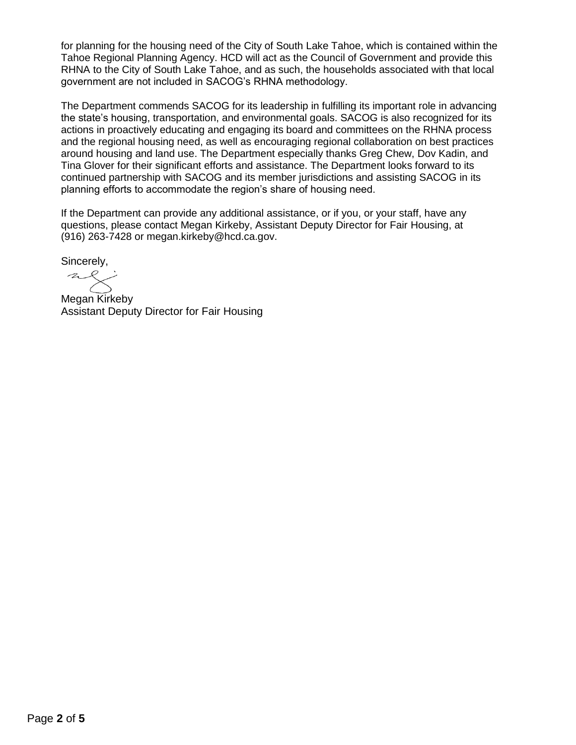for planning for the housing need of the City of South Lake Tahoe, which is contained within the Tahoe Regional Planning Agency. HCD will act as the Council of Government and provide this RHNA to the City of South Lake Tahoe, and as such, the households associated with that local government are not included in SACOG's RHNA methodology.

The Department commends SACOG for its leadership in fulfilling its important role in advancing the state's housing, transportation, and environmental goals. SACOG is also recognized for its actions in proactively educating and engaging its board and committees on the RHNA process and the regional housing need, as well as encouraging regional collaboration on best practices around housing and land use. The Department especially thanks Greg Chew, Dov Kadin, and Tina Glover for their significant efforts and assistance. The Department looks forward to its continued partnership with SACOG and its member jurisdictions and assisting SACOG in its planning efforts to accommodate the region's share of housing need.

If the Department can provide any additional assistance, or if you, or your staff, have any questions, please contact Megan Kirkeby, Assistant Deputy Director for Fair Housing, at (916) 263-7428 or megan.kirkeby@hcd.ca.gov.

Sincerely,

Megan Kirkeby
Assistant Deputy Director for Fair Housing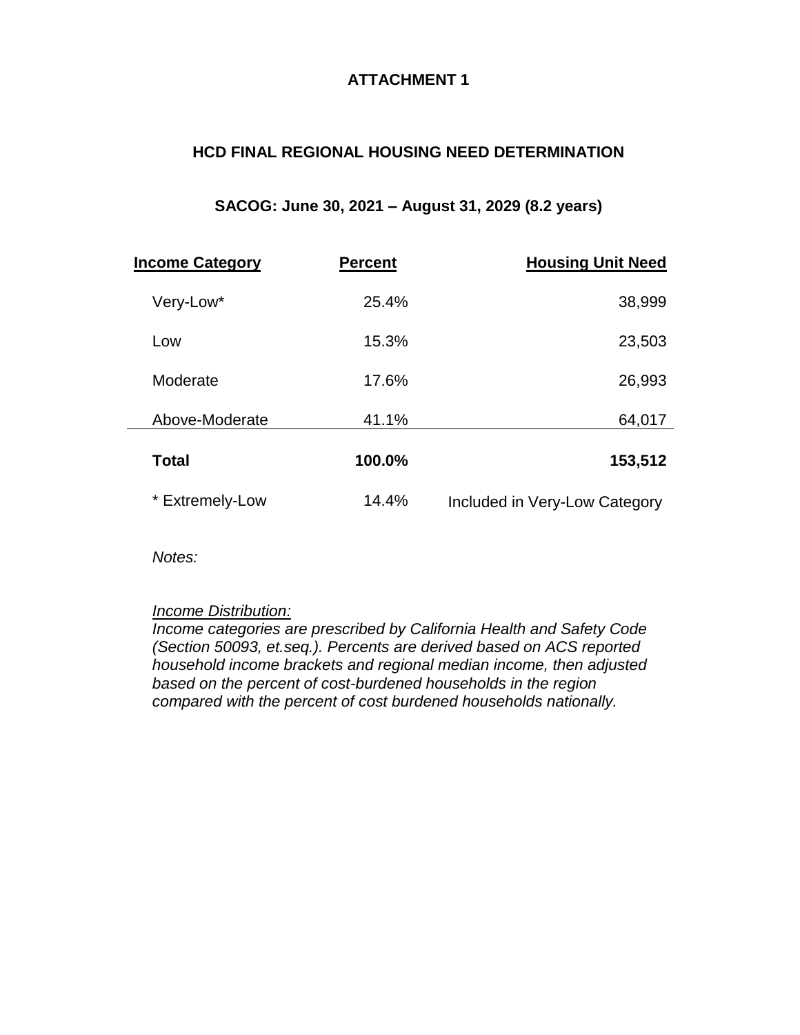# ATTACHMENT 1

## HCD FINAL REGIONAL HOUSING NEED DETERMINATION

### SACOG: June 30, 2021 – August 31, 2029 (8.2 years)

| Income Category | Percent | Housing Unit Need |
|---|---|---|
| Very-Low* | 25.4% | 38,999 |
| Low | 15.3% | 23,503 |
| Moderate | 17.6% | 26,993 |
| Above-Moderate | 41.1% | 64,017 |
| **Total** | **100.0%** | **153,512** |
| * Extremely-Low | 14.4% | Included in Very-Low Category |

*Notes:*

*Income Distribution:*
*Income categories are prescribed by California Health and Safety Code (Section 50093, et.seq.). Percents are derived based on ACS reported household income brackets and regional median income, then adjusted based on the percent of cost-burdened households in the region compared with the percent of cost burdened households nationally.*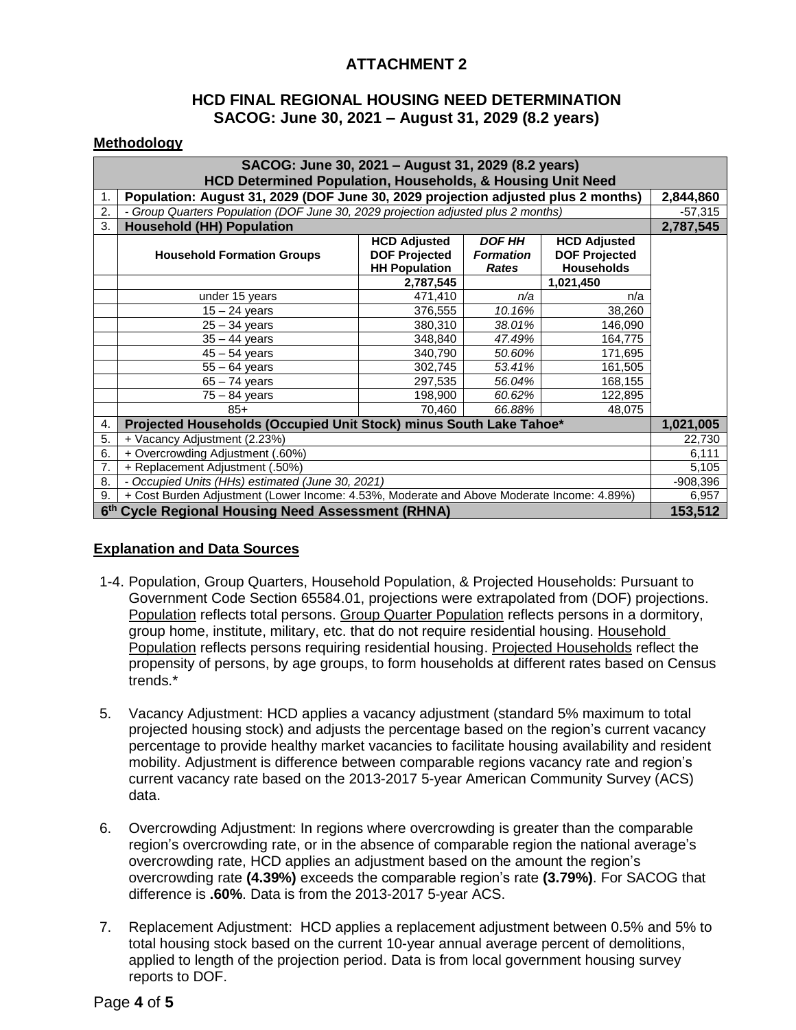# ATTACHMENT 2

## HCD FINAL REGIONAL HOUSING NEED DETERMINATION
## SACOG: June 30, 2021 – August 31, 2029 (8.2 years)

### Methodology

| | SACOG: June 30, 2021 – August 31, 2029 (8.2 years)<br>HCD Determined Population, Households, & Housing Unit Need | | | | |
|---|---|---|---|---|---|
| 1. | **Population: August 31, 2029 (DOF June 30, 2029 projection adjusted plus 2 months)** | | | | **2,844,860** |
| 2. | *- Group Quarters Population (DOF June 30, 2029 projection adjusted plus 2 months)* | | | | -57,315 |
| 3. | **Household (HH) Population** | | | | **2,787,545** |
| | **Household Formation Groups** | **HCD Adjusted DOF Projected HH Population** | ***DOF HH Formation Rates*** | **HCD Adjusted DOF Projected Households** | |
| | | **2,787,545** | | **1,021,450** | |
| | under 15 years | 471,410 | *n/a* | n/a | |
| | 15 – 24 years | 376,555 | *10.16%* | 38,260 | |
| | 25 – 34 years | 380,310 | *38.01%* | 146,090 | |
| | 35 – 44 years | 348,840 | *47.49%* | 164,775 | |
| | 45 – 54 years | 340,790 | *50.60%* | 171,695 | |
| | 55 – 64 years | 302,745 | *53.41%* | 161,505 | |
| | 65 – 74 years | 297,535 | *56.04%* | 168,155 | |
| | 75 – 84 years | 198,900 | *60.62%* | 122,895 | |
| | 85+ | 70,460 | *66.88%* | 48,075 | |
| 4. | **Projected Households (Occupied Unit Stock) minus South Lake Tahoe*** | | | | **1,021,005** |
| 5. | + Vacancy Adjustment (2.23%) | | | | 22,730 |
| 6. | + Overcrowding Adjustment (.60%) | | | | 6,111 |
| 7. | + Replacement Adjustment (.50%) | | | | 5,105 |
| 8. | *- Occupied Units (HHs) estimated (June 30, 2021)* | | | | -908,396 |
| 9. | + Cost Burden Adjustment (Lower Income: 4.53%, Moderate and Above Moderate Income: 4.89%) | | | | 6,957 |
| | **6th Cycle Regional Housing Need Assessment (RHNA)** | | | | **153,512** |

### Explanation and Data Sources

1-4. Population, Group Quarters, Household Population, & Projected Households: Pursuant to Government Code Section 65584.01, projections were extrapolated from (DOF) projections. Population reflects total persons. Group Quarter Population reflects persons in a dormitory, group home, institute, military, etc. that do not require residential housing. Household Population reflects persons requiring residential housing. Projected Households reflect the propensity of persons, by age groups, to form households at different rates based on Census trends.*

5. Vacancy Adjustment: HCD applies a vacancy adjustment (standard 5% maximum to total projected housing stock) and adjusts the percentage based on the region's current vacancy percentage to provide healthy market vacancies to facilitate housing availability and resident mobility. Adjustment is difference between comparable regions vacancy rate and region's current vacancy rate based on the 2013-2017 5-year American Community Survey (ACS) data.

6. Overcrowding Adjustment: In regions where overcrowding is greater than the comparable region's overcrowding rate, or in the absence of comparable region the national average's overcrowding rate, HCD applies an adjustment based on the amount the region's overcrowding rate **(4.39%)** exceeds the comparable region's rate **(3.79%)**. For SACOG that difference is **.60%**. Data is from the 2013-2017 5-year ACS.

7. Replacement Adjustment: HCD applies a replacement adjustment between 0.5% and 5% to total housing stock based on the current 10-year annual average percent of demolitions, applied to length of the projection period. Data is from local government housing survey reports to DOF.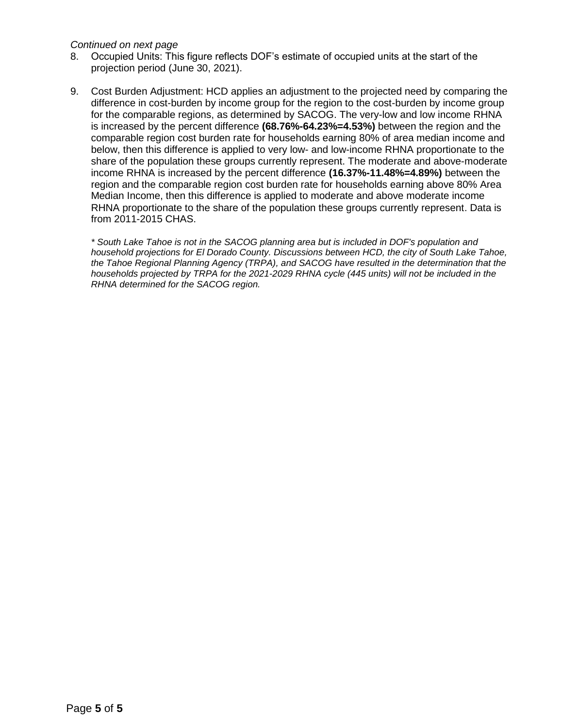*Continued on next page*

8. Occupied Units: This figure reflects DOF's estimate of occupied units at the start of the projection period (June 30, 2021).

9. Cost Burden Adjustment: HCD applies an adjustment to the projected need by comparing the difference in cost-burden by income group for the region to the cost-burden by income group for the comparable regions, as determined by SACOG. The very-low and low income RHNA is increased by the percent difference **(68.76%-64.23%=4.53%)** between the region and the comparable region cost burden rate for households earning 80% of area median income and below, then this difference is applied to very low- and low-income RHNA proportionate to the share of the population these groups currently represent. The moderate and above-moderate income RHNA is increased by the percent difference **(16.37%-11.48%=4.89%)** between the region and the comparable region cost burden rate for households earning above 80% Area Median Income, then this difference is applied to moderate and above moderate income RHNA proportionate to the share of the population these groups currently represent. Data is from 2011-2015 CHAS.

   *\* South Lake Tahoe is not in the SACOG planning area but is included in DOF's population and household projections for El Dorado County. Discussions between HCD, the city of South Lake Tahoe, the Tahoe Regional Planning Agency (TRPA), and SACOG have resulted in the determination that the households projected by TRPA for the 2021-2029 RHNA cycle (445 units) will not be included in the RHNA determined for the SACOG region.*